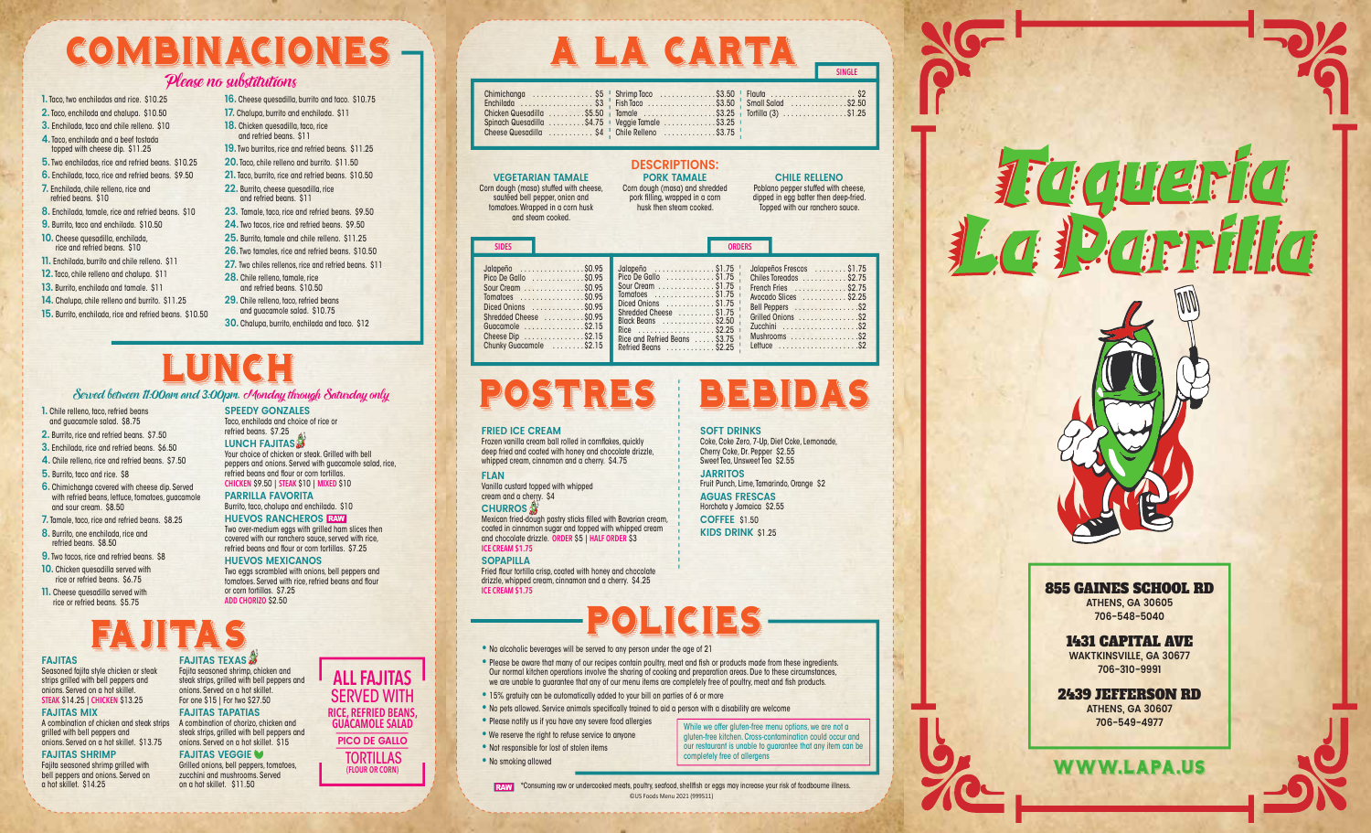# COMBINACIONES

*Please no substitutions*

1. Taco, two enchiladas and rice. $10.25
2. Taco, enchilada and chalupa. $10.50
3. Enchilada, taco and chile relleno. $10
4. Taco, enchilada and a beef tostada topped with cheese dip. $11.25
5. Two enchiladas, rice and refried beans. $10.25
6. Enchilada, taco, rice and refried beans. $9.50
7. Enchilada, chile relleno, rice and refried beans. $10
8. Enchilada, tamale, rice and refried beans. $10
9. Burrito, taco and enchilada. $10.50
10. Cheese quesadilla, enchilada, rice and refried beans. $10
11. Enchilada, burrito and chile relleno. $11
12. Taco, chile relleno and chalupa. $11
13. Burrito, enchilada and tamale. $11
14. Chalupa, chile relleno and burrito. $11.25
15. Burrito, enchilada, rice and refried beans. $10.50
16. Cheese quesadilla, burrito and taco. $10.75
17. Chalupa, burrito and enchilada. $11
18. Chicken quesadilla, taco, rice and refried beans. $11
19. Two burritos, rice and refried beans. $11.25
20. Taco, chile relleno and burrito. $11.50
21. Taco, burrito, rice and refried beans. $10.50
22. Burrito, cheese quesadilla, rice and refried beans. $11
23. Tamale, taco, rice and refried beans. $9.50
24. Two tacos, rice and refried beans. $9.50
25. Burrito, tamale and chile relleno. $11.25
26. Two tamales, rice and refried beans. $10.50
27. Two chiles rellenos, rice and refried beans. $11
28. Chile relleno, tamale, rice and refried beans. $10.50
29. Chile relleno, taco, refried beans and guacamole salad. $10.75
30. Chalupa, burrito, enchilada and taco. $12

# LUNCH

*Served between 11:00am and 3:00pm. Monday through Saturday only*

1. Chile relleno, taco, refried beans and guacamole salad. $8.75
2. Burrito, rice and refried beans. $7.50
3. Enchilada, rice and refried beans. $6.50
4. Chile relleno, rice and refried beans. $7.50
5. Burrito, taco and rice. $8
6. Chimichanga covered with cheese dip. Served with refried beans, lettuce, tomatoes, guacamole and sour cream. $8.50
7. Tamale, taco, rice and refried beans. $8.25
8. Burrito, one enchilada, rice and refried beans. $8.50
9. Two tacos, rice and refried beans. $8
10. Chicken quesadilla served with rice or refried beans. $6.75
11. Cheese quesadilla served with rice or refried beans. $5.75

**SPEEDY GONZALES**
Taco, enchilada and choice of rice or refried beans. $7.25

**LUNCH FAJITAS**
Your choice of chicken or steak. Grilled with bell peppers and onions. Served with guacamole salad, rice, refried beans and flour or corn tortillas.
CHICKEN $9.50 | STEAK $10 | MIXED $10

**PARRILLA FAVORITA**
Burrito, taco, chalupa and enchilada. $10

**HUEVOS RANCHEROS** RAW
Two over-medium eggs with grilled ham slices then covered with our ranchero sauce, served with rice, refried beans and flour or corn tortillas. $7.25

**HUEVOS MEXICANOS**
Two eggs scrambled with onions, bell peppers and tomatoes. Served with rice, refried beans and flour or corn tortillas. $7.25
ADD CHORIZO $2.50

# FAJITAS

**FAJITAS**
Seasoned fajita style chicken or steak strips grilled with bell peppers and onions. Served on a hot skillet.
STEAK $14.25 | CHICKEN $13.25

**FAJITAS MIX**
A combination of chicken and steak strips grilled with bell peppers and onions. Served on a hot skillet. $13.75

**FAJITAS SHRIMP**
Fajita seasoned shrimp grilled with bell peppers and onions. Served on a hot skillet. $14.25

**FAJITAS TEXAS**
Fajita seasoned shrimp, chicken and steak strips, grilled with bell peppers and onions. Served on a hot skillet.
For one $15 | For two $27.50

**FAJITAS TAPATIAS**
A combination of chorizo, chicken and steak strips, grilled with bell peppers and onions. Served on a hot skillet. $15

**FAJITAS VEGGIE**
Grilled onions, bell peppers, tomatoes, zucchini and mushrooms. Served on a hot skillet. $11.50

**ALL FAJITAS SERVED WITH**
RICE, REFRIED BEANS, GUACAMOLE SALAD
PICO DE GALLO
TORTILLAS (FLOUR OR CORN)

# A LA CARTA

SINGLE

| | | | | | |
|---|---|---|---|---|---|
| Chimichanga | $5 | Shrimp Taco | $3.50 | Flauta | $2 |
| Enchilada | $3 | Fish Taco | $3.50 | Small Salad | $2.50 |
| Chicken Quesadilla | $5.50 | Tamale | $3.25 | Tortilla (3) | $1.25 |
| Spinach Quesadilla | $4.75 | Veggie Tamale | $3.25 | | |
| Cheese Quesadilla | $4 | Chile Relleno | $3.75 | | |

## DESCRIPTIONS:

**VEGETARIAN TAMALE**
Corn dough (masa) stuffed with cheese, sautéed bell pepper, onion and tomatoes. Wrapped in a corn husk and steam cooked.

**PORK TAMALE**
Corn dough (masa) and shredded pork filling, wrapped in a corn husk then steam cooked.

**CHILE RELLENO**
Poblano pepper stuffed with cheese, dipped in egg batter then deep-fried. Topped with our ranchero sauce.

## SIDES

| | |
|---|---|
| Jalapeño | $0.95 |
| Pico De Gallo | $0.95 |
| Sour Cream | $0.95 |
| Tomatoes | $0.95 |
| Diced Onions | $0.95 |
| Shredded Cheese | $0.95 |
| Guacamole | $2.15 |
| Cheese Dip | $2.15 |
| Chunky Guacamole | $2.15 |

## ORDERS

| | | | |
|---|---|---|---|
| Jalapeño | $1.75 | Jalapeños Frescos | $1.75 |
| Pico De Gallo | $1.75 | Chiles Toreados | $2.75 |
| Sour Cream | $1.75 | French Fries | $2.75 |
| Tomatoes | $1.75 | Avocado Slices | $2.25 |
| Diced Onions | $1.75 | Bell Peppers | $2 |
| Shredded Cheese | $1.75 | Grilled Onions | $2 |
| Black Beans | $2.50 | Zucchini | $2 |
| Rice | $2.25 | Mushrooms | $2 |
| Rice and Refried Beans | $3.75 | Lettuce | $2 |
| Refried Beans | $2.25 | | |

# POSTRES

**FRIED ICE CREAM**
Frozen vanilla cream ball rolled in cornflakes, quickly deep fried and coated with honey and chocolate drizzle, whipped cream, cinnamon and a cherry. $4.75

**FLAN**
Vanilla custard topped with whipped cream and a cherry. $4

**CHURROS**
Mexican fried-dough pastry sticks filled with Bavarian cream, coated in cinnamon sugar and topped with whipped cream and chocolate drizzle. ORDER $5 | HALF ORDER $3
ICE CREAM $1.75

**SOPAPILLA**
Fried flour tortilla crisp, coated with honey and chocolate drizzle, whipped cream, cinnamon and a cherry. $4.25
ICE CREAM $1.75

# BEBIDAS

**SOFT DRINKS**
Coke, Coke Zero, 7-Up, Diet Coke, Lemonade, Cherry Coke, Dr. Pepper $2.55
Sweet Tea, Unsweet Tea $2.55

**JARRITOS**
Fruit Punch, Lime, Tamarindo, Orange $2

**AGUAS FRESCAS**
Horchata y Jamaica $2.55

**COFFEE** $1.50

**KIDS DRINK** $1.25

# POLICIES

- No alcoholic beverages will be served to any person under the age of 21
- Please be aware that many of our recipes contain poultry, meat and fish or products made from these ingredients. Our normal kitchen operations involve the sharing of cooking and preparation areas. Due to these circumstances, we are unable to guarantee that any of our menu items are completely free of poultry, meat and fish products.
- 15% gratuity can be automatically added to your bill on parties of 6 or more
- No pets allowed. Service animals specifically trained to aid a person with a disability are welcome
- Please notify us if you have any severe food allergies
- We reserve the right to refuse service to anyone
- Not responsible for lost of stolen items
- No smoking allowed

While we offer gluten-free menu options, we are not a gluten-free kitchen. Cross-contamination could occur and our restaurant is unable to guarantee that any item can be completely free of allergens

RAW *Consuming raw or undercooked meats, poultry, seafood, shellfish or eggs may increase your risk of foodborne illness.

©US Foods Menu 2021 (999511)

# Taqueria La Parrilla

**855 GAINES SCHOOL RD**
ATHENS, GA 30605
706-548-5040

**1431 CAPITAL AVE**
WAKTKINSVILLE, GA 30677
706-310-9991

**2439 JEFFERSON RD**
ATHENS, GA 30607
706-549-4977

**WWW.LAPA.US**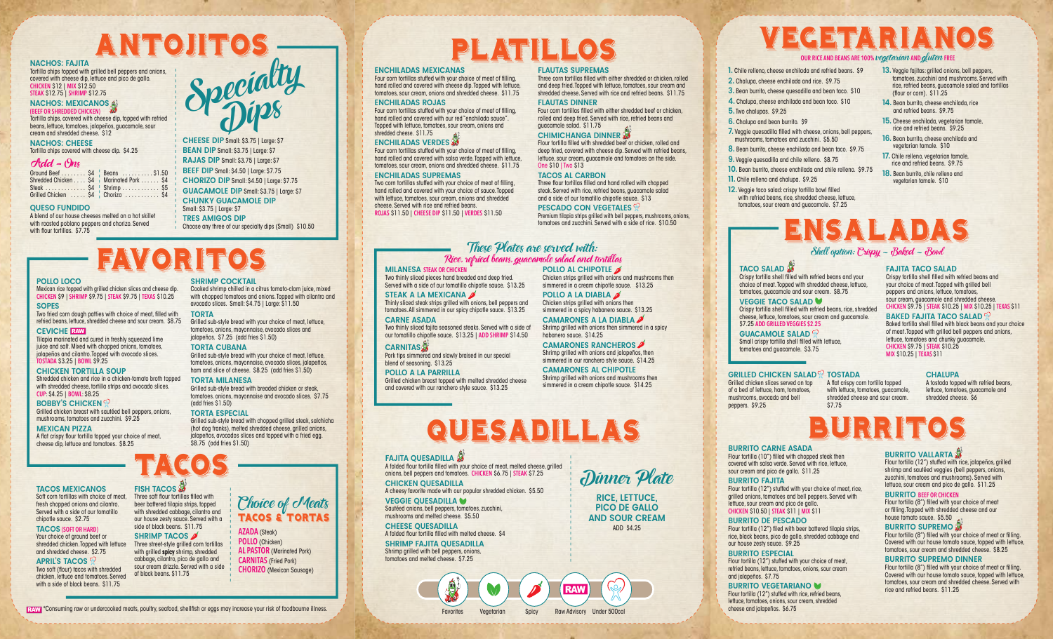# ANTOJITOS

**NACHOS: FAJITA**
Tortilla chips topped with grilled bell peppers and onions, covered with cheese dip, lettuce and pico de gallo.
CHICKEN $12 | MIX $12.50
STEAK $12.75 | SHRIMP $12.75

**NACHOS: MEXICANOS**
(BEEF OR SHREDDED CHICKEN)
Tortilla chips, covered with cheese dip, topped with refried beans, lettuce, tomatoes, jalapeños, guacamole, sour cream and shredded cheese. $12

**NACHOS: CHEESE**
Tortilla chips covered with cheese dip. $4.25

*Add - Ons*

| | | | |
|---|---|---|---|
| Ground Beef | $4 | Beans | $1.50 |
| Shredded Chicken | $4 | Marinated Pork | $4 |
| Steak | $4 | Shrimp | $5 |
| Grilled Chicken | $4 | Chorizo | $4 |

**QUESO FUNDIDO**
A blend of our house cheeses melted on a hot skillet with roasted poblano peppers and chorizo. Served with flour tortillas. $7.75

## *Specialty Dips*

**CHEESE DIP** Small: $3.75 | Large: $7
**BEAN DIP** Small: $3.75 | Large: $7
**RAJAS DIP** Small: $3.75 | Large: $7
**BEEF DIP** Small: $4.50 | Large: $7.75
**CHORIZO DIP** Small: $4.50 | Large: $7.75
**GUACAMOLE DIP** Small: $3.75 | Large: $7
**CHUNKY GUACAMOLE DIP** Small: $3.75 | Large: $7
**TRES AMIGOS DIP**
Choose any three of our specialty dips (Small) $10.50

# FAVORITOS

**POLLO LOCO**
Mexican rice topped with grilled chicken slices and cheese dip.
CHICKEN $9 | SHRIMP $9.75 | STEAK $9.75 | TEXAS $10.25

**SOPES**
Two fried corn dough patties with choice of meat, filled with refried beans, lettuce, shredded cheese and sour cream. $8.75

**CEVICHE** RAW
Tilapia marinated and cured in freshly squeezed lime juice and salt. Mixed with chopped onions, tomatoes, jalapeños and cilantro. Topped with avocado slices.
TOSTADA $3.25 | BOWL $9.25

**CHICKEN TORTILLA SOUP**
Shredded chicken and rice in a chicken-tomato broth topped with shredded cheese, tortilla strips and avocado slices.
CUP: $4.25 | BOWL: $8.25

**BOBBY'S CHICKEN**
Grilled chicken breast topped with sautéed bell peppers, onions, mushrooms, tomatoes and zucchini. $9.25

**MEXICAN PIZZA**
A flat crispy flour tortilla topped your choice of meat, cheese dip, lettuce and tomatoes. $8.25

**SHRIMP COCKTAIL**
Cooked shrimp chilled in a citrus tomato-clam juice, mixed with chopped tomatoes and onions. Topped with cilantro and avocado slices. Small: $4.75 | Large: $11.50

**TORTA**
Grilled sub-style bread with your choice of meat, lettuce, tomatoes, onions, mayonnaise, avocado slices and jalapeños. $7.25 (add fries $1.50)

**TORTA CUBANA**
Grilled sub-style bread with your choice of meat, lettuce, tomatoes, onions, mayonnaise, avocado slices, jalapeños, ham and slice of cheese. $8.25 (add fries $1.50)

**TORTA MILANESA**
Grilled sub-style bread with breaded chicken or steak, tomatoes, onions, mayonnaise and avocado slices. $7.75 (add fries $1.50)

**TORTA ESPECIAL**
Grilled sub-style bread with chopped grilled steak, salchicha (hot dog franks), melted shredded cheese, grilled onions, jalapeños, avocados slices and topped with a fried egg. $8.75 (add fries $1.50)

# TACOS

**TACOS MEXICANOS**
Soft corn tortillas with choice of meat, fresh chopped onions and cilantro. Served with a side of our tomatillo chipotle sauce. $2.75

**TACOS** (SOFT OR HARD)
Your choice of ground beef or shredded chicken. Topped with lettuce and shredded cheese. $2.75

**APRIL'S TACOS**
Two soft (flour) tacos with shredded chicken, lettuce and tomatoes. Served with a side of black beans. $11.75

**FISH TACOS**
Three soft flour tortillas filled with beer battered tilapia strips, topped with shredded cabbage, cilantro and our house zesty sauce. Served with a side of black beans. $11.75

**SHRIMP TACOS**
Three street-style grilled corn tortillas with grilled **spicy** shrimp, shredded cabbage, cilantro, pico de gallo and sour cream drizzle. Served with a side of black beans. $11.75

## *Choice of Meats* TACOS & TORTAS

**AZADA** (Steak)
**POLLO** (Chicken)
**AL PASTOR** (Marinated Pork)
**CARNITAS** (Fried Pork)
**CHORIZO** (Mexican Sausage)

RAW *Consuming raw or undercooked meats, poultry, seafood, shellfish or eggs may increase your risk of foodbourne illness.

# PLATILLOS

**ENCHILADAS MEXICANAS**
Four corn tortillas stuffed with your choice of meat of filling, hand rolled and covered with cheese dip. Topped with lettuce, tomatoes, sour cream, onions and shredded cheese. $11.75

**ENCHILADAS ROJAS**
Four corn tortillas stuffed with your choice of meat of filling, hand rolled and covered with our red "enchilada sauce". Topped with lettuce, tomatoes, sour cream, onions and shredded cheese. $11.75

**ENCHILADAS VERDES**
Four corn tortillas stuffed with your choice of meat of filling, hand rolled and covered with salsa verde. Topped with lettuce, tomatoes, sour cream, onions and shredded cheese. $11.75

**ENCHILADAS SUPREMAS**
Two corn tortillas stuffed with your choice of meat of filling, hand rolled and covered with your choice of sauce. Topped with lettuce, tomatoes, sour cream, onions and shredded cheese. Served with rice and refried beans.
ROJAS $11.50 | CHEESE DIP $11.50 | VERDES $11.50

**FLAUTAS SUPREMAS**
Three corn tortillas filled with either shredded or chicken, rolled and deep fried. Topped with lettuce, tomatoes, sour cream and shredded cheese. Served with rice and refried beans. $11.75

**FLAUTAS DINNER**
Four corn tortillas filled with either shredded beef or chicken, rolled and deep fried. Served with rice, refried beans and guacamole salad. $11.75

**CHIMICHANGA DINNER**
Flour tortilla filled with shredded beef or chicken, rolled and deep fried, covered with cheese dip. Served with refried beans, lettuce, sour cream, guacamole and tomatoes on the side.
One $10 | Two $13

**TACOS AL CARBON**
Three flour tortillas filled and hand rolled with chopped steak. Served with rice, refried beans, guacamole salad and a side of our tomatillo chipotle sauce. $13

**PESCADO CON VEGETALES**
Premium tilapia strips grilled with bell peppers, mushrooms, onions, tomatoes and zucchini. Served with a side of rice. $10.50

## *These Plates are served with: Rice, refried beans, guacamole salad and tortillas*

**MILANESA** STEAK OR CHICKEN
Two thinly sliced pieces hand breaded and deep fried. Served with a side of our tomatillo chipotle sauce. $13.25

**STEAK A LA MEXICANA**
Thinly sliced steak strips grilled with onions, bell peppers and tomatoes. All simmered in our spicy chipotle sauce. $13.25

**CARNE ASADA**
Two thinly sliced fajita seasoned steaks. Served with a side of our tomatillo chipotle sauce. $13.25 | ADD SHRIMP $14.50

**CARNITAS**
Pork tips simmered and slowly braised in our special blend of seasoning. $13.25

**POLLO A LA PARRILLA**
Grilled chicken breast topped with melted shredded cheese and covered with our ranchero style sauce. $13.25

**POLLO AL CHIPOTLE**
Chicken strips grilled with onions and mushrooms then simmered in a cream chipotle sauce. $13.25

**POLLO A LA DIABLA**
Chicken strips grilled with onions then simmered in a spicy habanero sauce. $13.25

**CAMARONES A LA DIABLA**
Shrimp grilled with onions then simmered in a spicy habanero sauce. $14.25

**CAMARONES RANCHEROS**
Shrimp grilled with onions and jalapeños, then simmered in our ranchero style sauce. $14.25

**CAMARONES AL CHIPOTLE**
Shrimp grilled with onions and mushrooms then simmered in a cream chipotle sauce. $14.25

# QUESADILLAS

**FAJITA QUESADILLA**
A folded flour tortilla filled with your choice of meat, melted cheese, grilled onions, bell peppers and tomatoes. CHICKEN $6.75 | STEAK $7.25

**CHICKEN QUESADILLA**
A cheesy favorite made with our popular shredded chicken. $5.50

**VEGGIE QUESADILLA**
Sautéed onions, bell peppers, tomatoes, zucchini, mushrooms and melted cheese. $5.50

**CHEESE QUESADILLA**
A folded flour tortilla filled with melted cheese. $4

**SHRIMP FAJITA QUESADILLA**
Shrimp grilled with bell peppers, onions, tomatoes and melted cheese. $7.25

## *Dinner Plate*

**RICE, LETTUCE, PICO DE GALLO AND SOUR CREAM**
ADD $4.25

Favorites | Vegetarian | Spicy | RAW Raw Advisory | Under 500cal

# VEGETARIANOS

**OUR RICE AND BEANS ARE 100% *vegetarian* AND *gluten* FREE**

1. Chile relleno, cheese enchilada and refried beans. $9
2. Chalupa, cheese enchilada and rice. $9.75
3. Bean burrito, cheese quesadilla and bean taco. $10
4. Chalupa, cheese enchilada and bean taco. $10
5. Two chalupas. $9.25
6. Chalupa and bean burrito. $9
7. Veggie quesadilla filled with cheese, onions, bell peppers, mushrooms, tomatoes and zucchini. $5.50
8. Bean burrito, cheese enchilada and bean taco. $9.75
9. Veggie quesadilla and chile relleno. $8.75
10. Bean burrito, cheese enchilada and chile relleno. $9.75
11. Chile relleno and chalupa. $9.25
12. Veggie taco salad: crispy tortilla bowl filled with refried beans, rice, shredded cheese, lettuce, tomatoes, sour cream and guacamole. $7.25
13. Veggie fajitas: grilled onions, bell peppers, tomatoes, zucchini and mushrooms. Served with rice, refried beans, guacamole salad and tortillas (flour or corn). $11.25
14. Bean burrito, cheese enchilada, rice and refried beans. $9.75
15. Cheese enchilada, vegetarian tamale, rice and refried beans. $9.25
16. Bean burrito, cheese enchilada and vegetarian tamale. $10
17. Chile relleno, vegetarian tamale, rice and refried beans. $9.75
18. Bean burrito, chile relleno and vegetarian tamale. $10

# ENSALADAS

*Shell option: Crispy ~ Baked ~ Bowl*

**TACO SALAD**
Crispy tortilla shell filled with refried beans and your choice of meat. Topped with shredded cheese, lettuce, tomatoes, guacamole and sour cream. $8.75

**VEGGIE TACO SALAD**
Crispy tortilla shell filled with refried beans, rice, shredded cheese, lettuce, tomatoes, sour cream and guacamole.
$7.25 ADD GRILLED VEGGIES $2.25

**GUACAMOLE SALAD**
Small crispy tortilla shell filled with lettuce, tomatoes and guacamole. $3.75

**FAJITA TACO SALAD**
Crispy tortilla shell filled with refried beans and your choice of meat. Topped with grilled bell peppers and onions, lettuce, tomatoes, sour cream, guacamole and shredded cheese.
CHICKEN $9.75 | STEAK $10.25 | MIX $10.25 | TEXAS $11

**BAKED FAJITA TACO SALAD**
Baked tortilla shell filled with black beans and your choice of meat. Topped with grilled bell peppers and onions, lettuce, tomatoes and chunky guacamole.
CHICKEN $9.75 | STEAK $10.25
MIX $10.25 | TEXAS $11

**GRILLED CHICKEN SALAD**
Grilled chicken slices served on top of a bed of lettuce, ham, tomatoes, mushrooms, avocado and bell peppers. $9.25

**TOSTADA**
A flat crispy corn tortilla topped with lettuce, tomatoes, guacamole, shredded cheese and sour cream. $7.75

**CHALUPA**
A tostada topped with refried beans, lettuce, tomatoes, guacamole and shredded cheese. $6

# BURRITOS

**BURRITO CARNE ASADA**
Flour tortilla (10") filled with chopped steak then covered with salsa verde. Served with rice, lettuce, sour cream and pico de gallo. $11.25

**BURRITO FAJITA**
Flour tortilla (12") stuffed with your choice of meat, rice, grilled onions, tomatoes and bell peppers. Served with lettuce, sour cream and pico de gallo.
CHICKEN $10.50 | STEAK $11 | MIX $11

**BURRITO DE PESCADO**
Flour tortilla (12") filled with beer battered tilapia strips, rice, black beans, pico de gallo, shredded cabbage and our house zesty sauce. $9.25

**BURRITO ESPECIAL**
Flour tortilla (12") stuffed with your choice of meat, refried beans, lettuce, tomatoes, onions, sour cream and jalapeños. $7.75

**BURRITO VEGETARIANO**
Flour tortilla (12") stuffed with rice, refried beans, lettuce, tomatoes, onions, sour cream, shredded cheese and jalapeños. $6.75

**BURRITO VALLARTA**
Flour tortilla (12") stuffed with rice, jalapeños, grilled shrimp and sautéed veggies (bell peppers, onions, zucchini, tomatoes and mushrooms). Served with lettuce, sour cream and pico de gallo. $11.25

**BURRITO** BEEF OR CHICKEN
Flour tortilla (8") filled with your choice of meat or filling. Topped with shredded cheese and our house tomato sauce. $5.50

**BURRITO SUPREMO**
Flour tortilla (8") filled with your choice of meat or filling. Covered with our house tomato sauce, topped with lettuce, tomatoes, sour cream and shredded cheese. $8.25

**BURRITO SUPREMO DINNER**
Flour tortilla (8") filled with your choice of meat or filling. Covered with our house tomato sauce, topped with lettuce, tomatoes, sour cream and shredded cheese. Served with rice and refried beans. $11.25